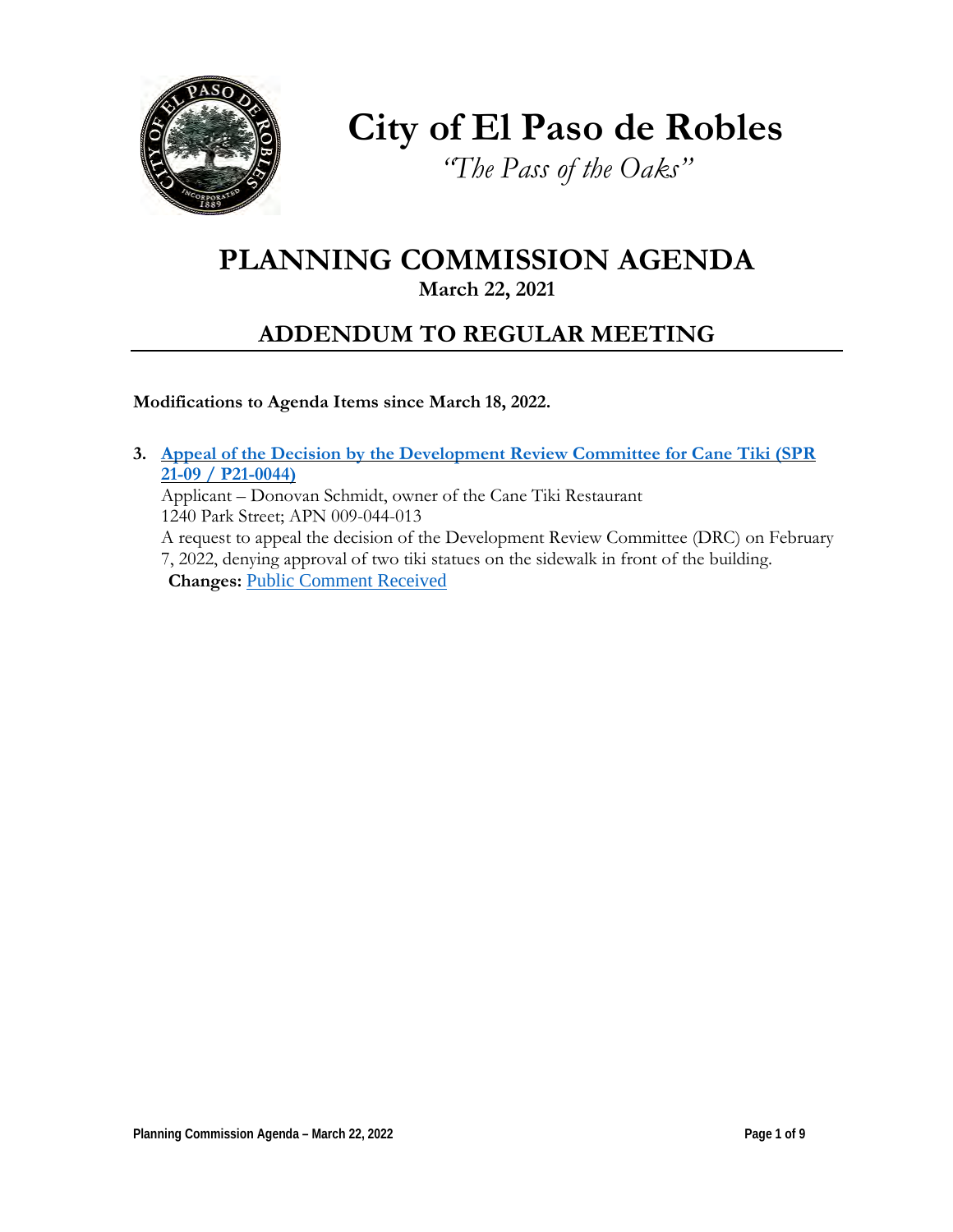# City of El Paso de Robles

*"The Pass of the Oaks"*

# PLANNING COMMISSION AGENDA

**March 22, 2021**

## ADDENDUM TO REGULAR MEETING

**Modifications to Agenda Items since March 18, 2022.**

3. **Appeal of the Decision by the Development Review Committee for Cane Tiki (SPR 21-09 / P21-0044)**
   Applicant – Donovan Schmidt, owner of the Cane Tiki Restaurant
   1240 Park Street; APN 009-044-013
   A request to appeal the decision of the Development Review Committee (DRC) on February 7, 2022, denying approval of two tiki statues on the sidewalk in front of the building.
   **Changes:** Public Comment Received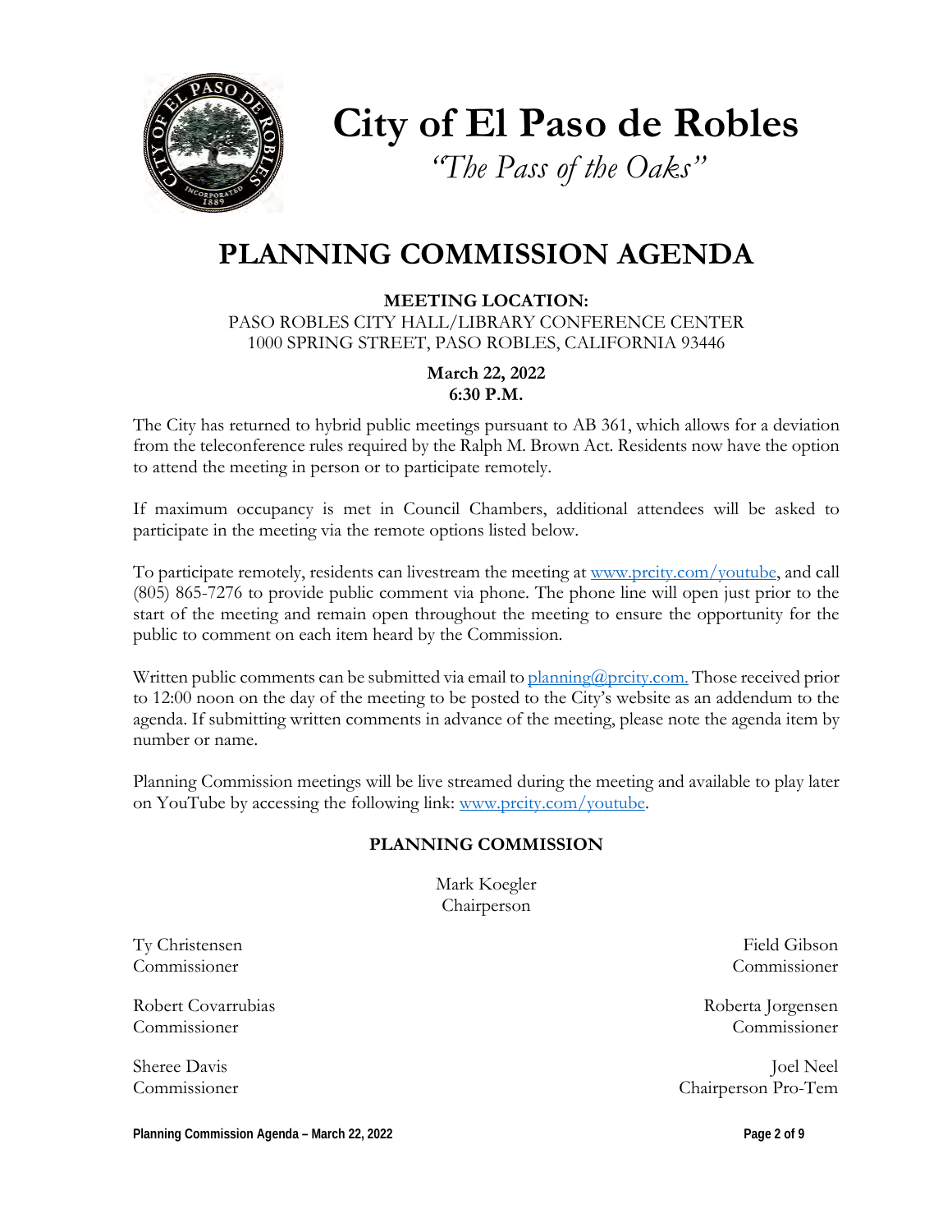# City of El Paso de Robles

*"The Pass of the Oaks"*

# PLANNING COMMISSION AGENDA

**MEETING LOCATION:**
PASO ROBLES CITY HALL/LIBRARY CONFERENCE CENTER
1000 SPRING STREET, PASO ROBLES, CALIFORNIA 93446

**March 22, 2022**
**6:30 P.M.**

The City has returned to hybrid public meetings pursuant to AB 361, which allows for a deviation from the teleconference rules required by the Ralph M. Brown Act. Residents now have the option to attend the meeting in person or to participate remotely.

If maximum occupancy is met in Council Chambers, additional attendees will be asked to participate in the meeting via the remote options listed below.

To participate remotely, residents can livestream the meeting at www.prcity.com/youtube, and call (805) 865-7276 to provide public comment via phone. The phone line will open just prior to the start of the meeting and remain open throughout the meeting to ensure the opportunity for the public to comment on each item heard by the Commission.

Written public comments can be submitted via email to planning@prcity.com. Those received prior to 12:00 noon on the day of the meeting to be posted to the City's website as an addendum to the agenda. If submitting written comments in advance of the meeting, please note the agenda item by number or name.

Planning Commission meetings will be live streamed during the meeting and available to play later on YouTube by accessing the following link: www.prcity.com/youtube.

**PLANNING COMMISSION**

Mark Koegler
Chairperson

Ty Christensen
Commissioner

Field Gibson
Commissioner

Robert Covarrubias
Commissioner

Roberta Jorgensen
Commissioner

Sheree Davis
Commissioner

Joel Neel
Chairperson Pro-Tem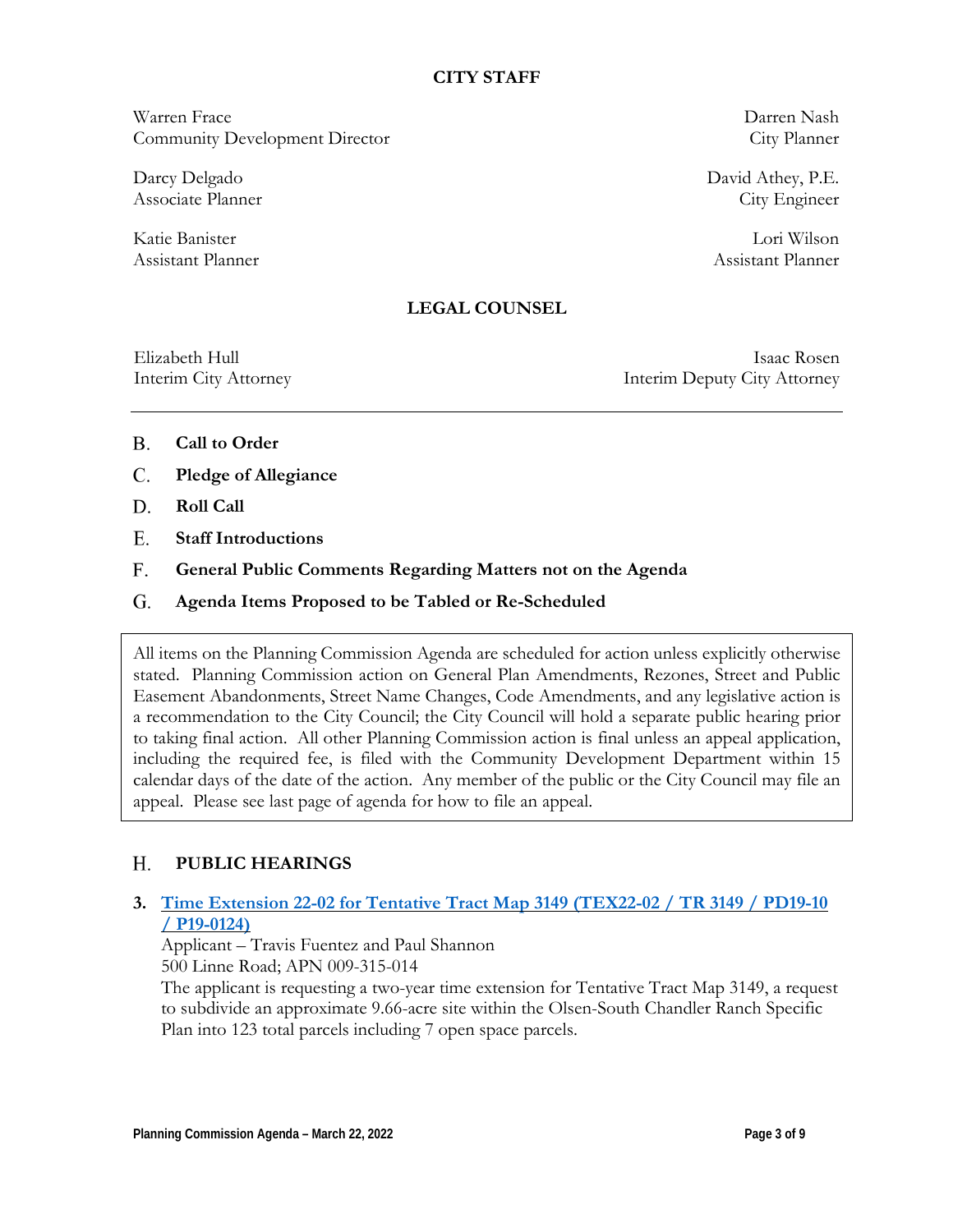## CITY STAFF

Warren Frace
Community Development Director

Darren Nash
City Planner

Darcy Delgado
Associate Planner

David Athey, P.E.
City Engineer

Katie Banister
Assistant Planner

Lori Wilson
Assistant Planner

## LEGAL COUNSEL

Elizabeth Hull
Interim City Attorney

Isaac Rosen
Interim Deputy City Attorney

---

## B. Call to Order

## C. Pledge of Allegiance

## D. Roll Call

## E. Staff Introductions

## F. General Public Comments Regarding Matters not on the Agenda

## G. Agenda Items Proposed to be Tabled or Re-Scheduled

All items on the Planning Commission Agenda are scheduled for action unless explicitly otherwise stated. Planning Commission action on General Plan Amendments, Rezones, Street and Public Easement Abandonments, Street Name Changes, Code Amendments, and any legislative action is a recommendation to the City Council; the City Council will hold a separate public hearing prior to taking final action. All other Planning Commission action is final unless an appeal application, including the required fee, is filed with the Community Development Department within 15 calendar days of the date of the action. Any member of the public or the City Council may file an appeal. Please see last page of agenda for how to file an appeal.

## H. PUBLIC HEARINGS

**3. Time Extension 22-02 for Tentative Tract Map 3149 (TEX22-02 / TR 3149 / PD19-10 / P19-0124)**

Applicant – Travis Fuentez and Paul Shannon
500 Linne Road; APN 009-315-014
The applicant is requesting a two-year time extension for Tentative Tract Map 3149, a request to subdivide an approximate 9.66-acre site within the Olsen-South Chandler Ranch Specific Plan into 123 total parcels including 7 open space parcels.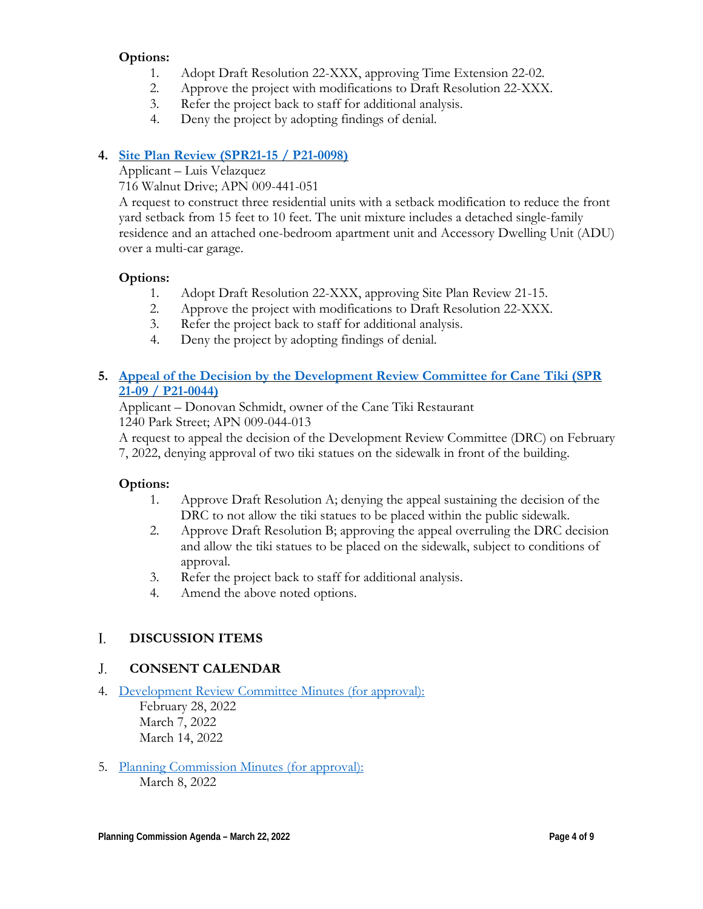**Options:**

1. Adopt Draft Resolution 22-XXX, approving Time Extension 22-02.
2. Approve the project with modifications to Draft Resolution 22-XXX.
3. Refer the project back to staff for additional analysis.
4. Deny the project by adopting findings of denial.

4. **Site Plan Review (SPR21-15 / P21-0098)**

   Applicant – Luis Velazquez
   716 Walnut Drive; APN 009-441-051
   A request to construct three residential units with a setback modification to reduce the front yard setback from 15 feet to 10 feet. The unit mixture includes a detached single-family residence and an attached one-bedroom apartment unit and Accessory Dwelling Unit (ADU) over a multi-car garage.

   **Options:**

   1. Adopt Draft Resolution 22-XXX, approving Site Plan Review 21-15.
   2. Approve the project with modifications to Draft Resolution 22-XXX.
   3. Refer the project back to staff for additional analysis.
   4. Deny the project by adopting findings of denial.

5. **Appeal of the Decision by the Development Review Committee for Cane Tiki (SPR 21-09 / P21-0044)**

   Applicant – Donovan Schmidt, owner of the Cane Tiki Restaurant
   1240 Park Street; APN 009-044-013
   A request to appeal the decision of the Development Review Committee (DRC) on February 7, 2022, denying approval of two tiki statues on the sidewalk in front of the building.

   **Options:**

   1. Approve Draft Resolution A; denying the appeal sustaining the decision of the DRC to not allow the tiki statues to be placed within the public sidewalk.
   2. Approve Draft Resolution B; approving the appeal overruling the DRC decision and allow the tiki statues to be placed on the sidewalk, subject to conditions of approval.
   3. Refer the project back to staff for additional analysis.
   4. Amend the above noted options.

## I. DISCUSSION ITEMS

## J. CONSENT CALENDAR

4. Development Review Committee Minutes (for approval):
   February 28, 2022
   March 7, 2022
   March 14, 2022

5. Planning Commission Minutes (for approval):
   March 8, 2022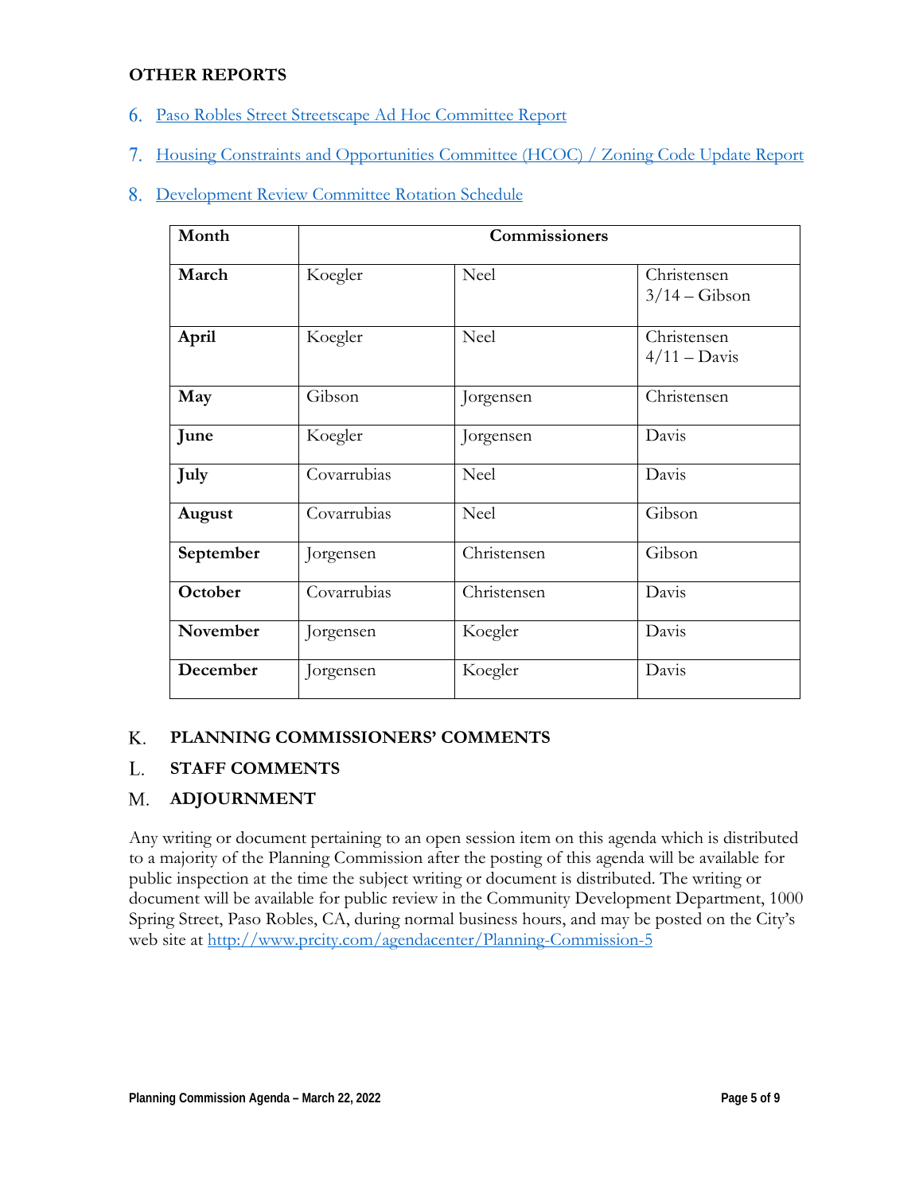**OTHER REPORTS**

6. Paso Robles Street Streetscape Ad Hoc Committee Report

7. Housing Constraints and Opportunities Committee (HCOC) / Zoning Code Update Report

8. Development Review Committee Rotation Schedule

| Month | Commissioners | | |
|---|---|---|---|
| **March** | Koegler | Neel | Christensen<br>3/14 – Gibson |
| **April** | Koegler | Neel | Christensen<br>4/11 – Davis |
| **May** | Gibson | Jorgensen | Christensen |
| **June** | Koegler | Jorgensen | Davis |
| **July** | Covarrubias | Neel | Davis |
| **August** | Covarrubias | Neel | Gibson |
| **September** | Jorgensen | Christensen | Gibson |
| **October** | Covarrubias | Christensen | Davis |
| **November** | Jorgensen | Koegler | Davis |
| **December** | Jorgensen | Koegler | Davis |

## K. PLANNING COMMISSIONERS' COMMENTS

## L. STAFF COMMENTS

## M. ADJOURNMENT

Any writing or document pertaining to an open session item on this agenda which is distributed to a majority of the Planning Commission after the posting of this agenda will be available for public inspection at the time the subject writing or document is distributed. The writing or document will be available for public review in the Community Development Department, 1000 Spring Street, Paso Robles, CA, during normal business hours, and may be posted on the City's web site at http://www.prcity.com/agendacenter/Planning-Commission-5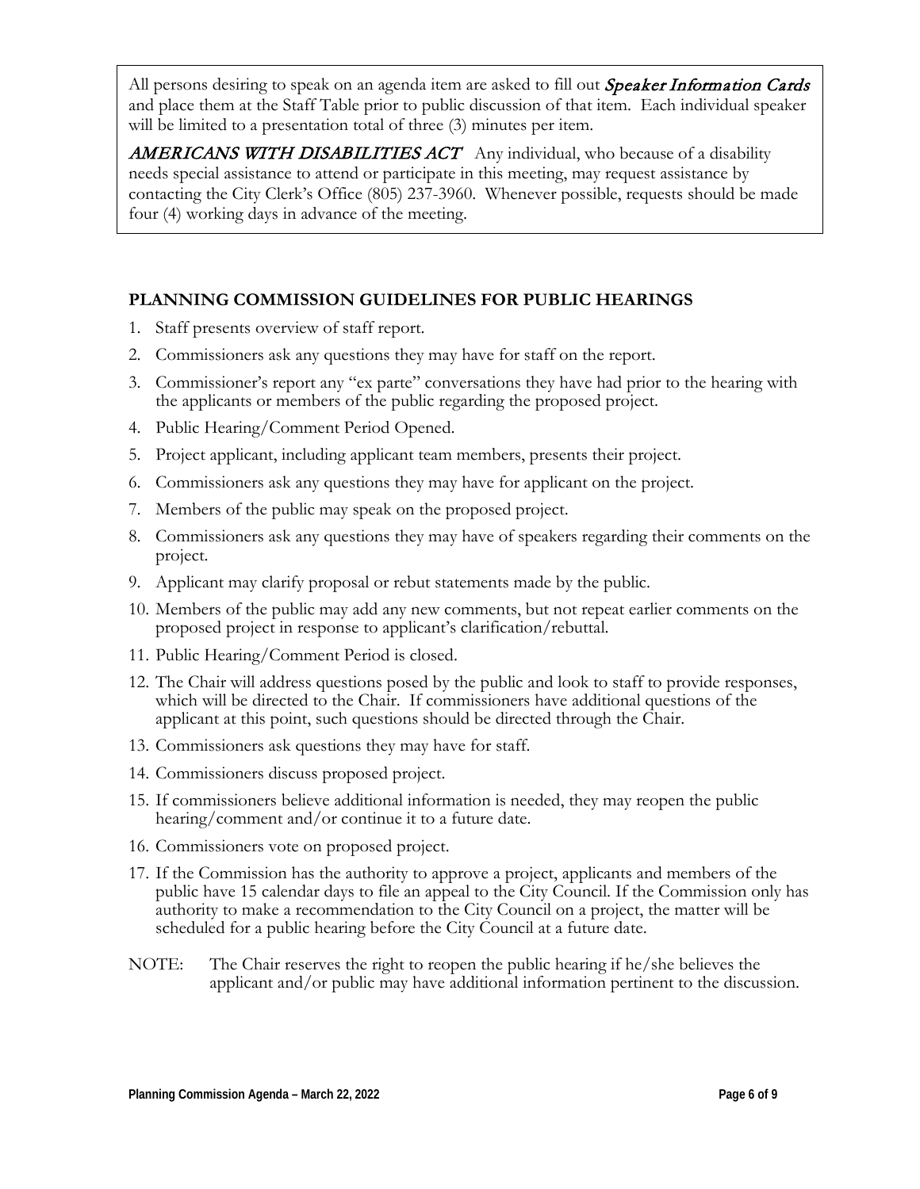All persons desiring to speak on an agenda item are asked to fill out *Speaker Information Cards* and place them at the Staff Table prior to public discussion of that item. Each individual speaker will be limited to a presentation total of three (3) minutes per item.

*AMERICANS WITH DISABILITIES ACT* Any individual, who because of a disability needs special assistance to attend or participate in this meeting, may request assistance by contacting the City Clerk's Office (805) 237-3960. Whenever possible, requests should be made four (4) working days in advance of the meeting.

## PLANNING COMMISSION GUIDELINES FOR PUBLIC HEARINGS

1. Staff presents overview of staff report.
2. Commissioners ask any questions they may have for staff on the report.
3. Commissioner's report any "ex parte" conversations they have had prior to the hearing with the applicants or members of the public regarding the proposed project.
4. Public Hearing/Comment Period Opened.
5. Project applicant, including applicant team members, presents their project.
6. Commissioners ask any questions they may have for applicant on the project.
7. Members of the public may speak on the proposed project.
8. Commissioners ask any questions they may have of speakers regarding their comments on the project.
9. Applicant may clarify proposal or rebut statements made by the public.
10. Members of the public may add any new comments, but not repeat earlier comments on the proposed project in response to applicant's clarification/rebuttal.
11. Public Hearing/Comment Period is closed.
12. The Chair will address questions posed by the public and look to staff to provide responses, which will be directed to the Chair. If commissioners have additional questions of the applicant at this point, such questions should be directed through the Chair.
13. Commissioners ask questions they may have for staff.
14. Commissioners discuss proposed project.
15. If commissioners believe additional information is needed, they may reopen the public hearing/comment and/or continue it to a future date.
16. Commissioners vote on proposed project.
17. If the Commission has the authority to approve a project, applicants and members of the public have 15 calendar days to file an appeal to the City Council. If the Commission only has authority to make a recommendation to the City Council on a project, the matter will be scheduled for a public hearing before the City Council at a future date.

NOTE: The Chair reserves the right to reopen the public hearing if he/she believes the applicant and/or public may have additional information pertinent to the discussion.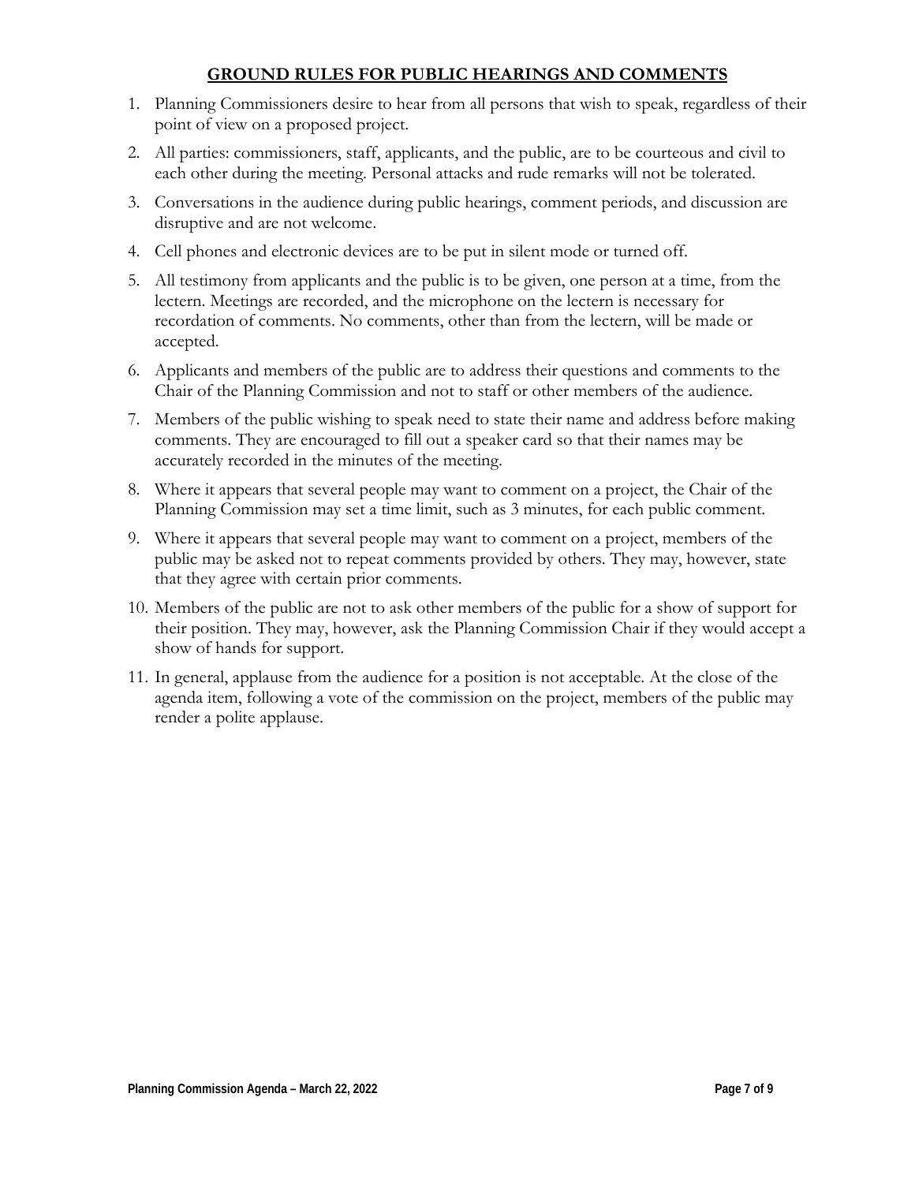## GROUND RULES FOR PUBLIC HEARINGS AND COMMENTS

1. Planning Commissioners desire to hear from all persons that wish to speak, regardless of their point of view on a proposed project.
2. All parties: commissioners, staff, applicants, and the public, are to be courteous and civil to each other during the meeting. Personal attacks and rude remarks will not be tolerated.
3. Conversations in the audience during public hearings, comment periods, and discussion are disruptive and are not welcome.
4. Cell phones and electronic devices are to be put in silent mode or turned off.
5. All testimony from applicants and the public is to be given, one person at a time, from the lectern. Meetings are recorded, and the microphone on the lectern is necessary for recordation of comments. No comments, other than from the lectern, will be made or accepted.
6. Applicants and members of the public are to address their questions and comments to the Chair of the Planning Commission and not to staff or other members of the audience.
7. Members of the public wishing to speak need to state their name and address before making comments. They are encouraged to fill out a speaker card so that their names may be accurately recorded in the minutes of the meeting.
8. Where it appears that several people may want to comment on a project, the Chair of the Planning Commission may set a time limit, such as 3 minutes, for each public comment.
9. Where it appears that several people may want to comment on a project, members of the public may be asked not to repeat comments provided by others. They may, however, state that they agree with certain prior comments.
10. Members of the public are not to ask other members of the public for a show of support for their position. They may, however, ask the Planning Commission Chair if they would accept a show of hands for support.
11. In general, applause from the audience for a position is not acceptable. At the close of the agenda item, following a vote of the commission on the project, members of the public may render a polite applause.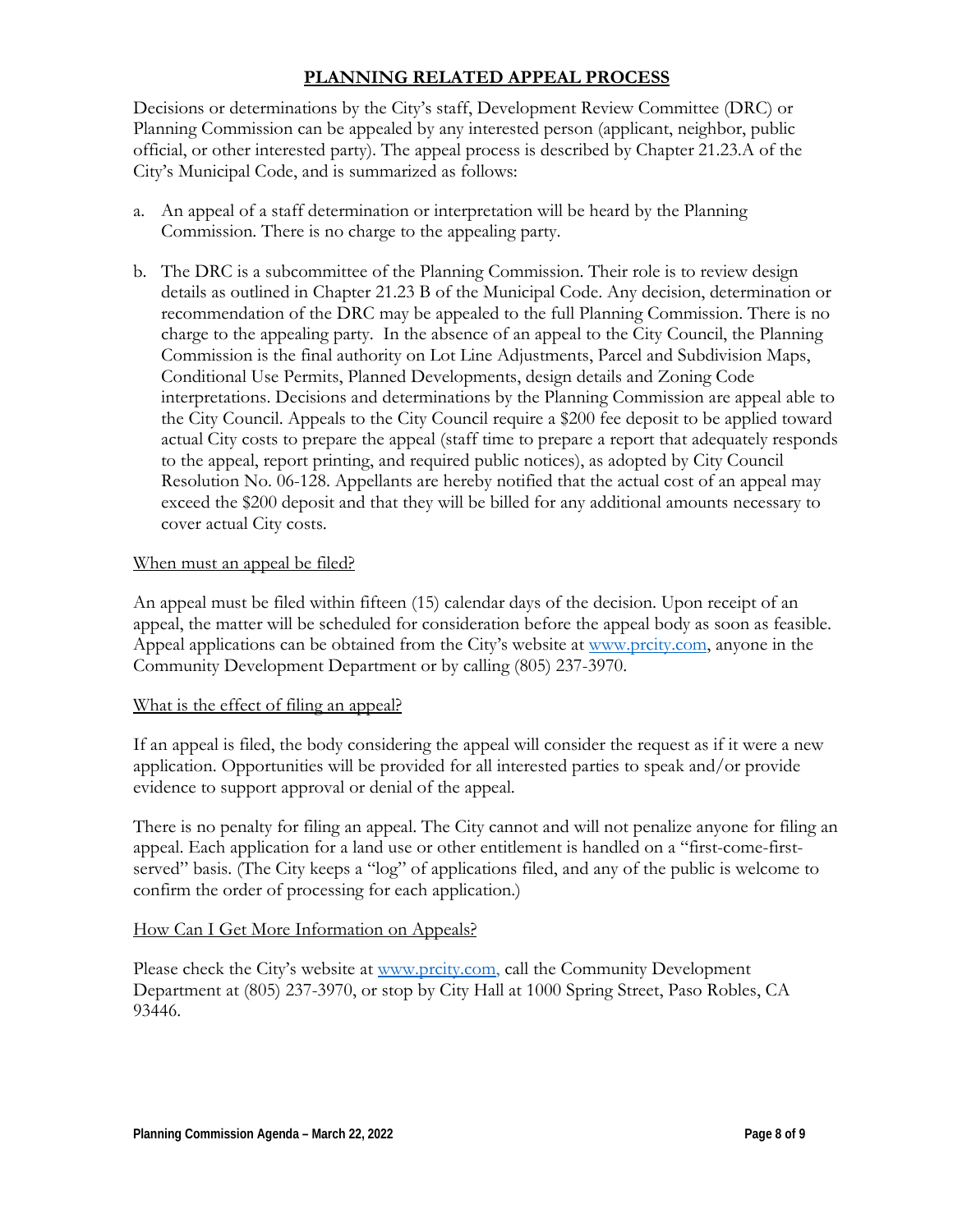## PLANNING RELATED APPEAL PROCESS

Decisions or determinations by the City's staff, Development Review Committee (DRC) or Planning Commission can be appealed by any interested person (applicant, neighbor, public official, or other interested party). The appeal process is described by Chapter 21.23.A of the City's Municipal Code, and is summarized as follows:

a. An appeal of a staff determination or interpretation will be heard by the Planning Commission. There is no charge to the appealing party.

b. The DRC is a subcommittee of the Planning Commission. Their role is to review design details as outlined in Chapter 21.23 B of the Municipal Code. Any decision, determination or recommendation of the DRC may be appealed to the full Planning Commission. There is no charge to the appealing party. In the absence of an appeal to the City Council, the Planning Commission is the final authority on Lot Line Adjustments, Parcel and Subdivision Maps, Conditional Use Permits, Planned Developments, design details and Zoning Code interpretations. Decisions and determinations by the Planning Commission are appeal able to the City Council. Appeals to the City Council require a $200 fee deposit to be applied toward actual City costs to prepare the appeal (staff time to prepare a report that adequately responds to the appeal, report printing, and required public notices), as adopted by City Council Resolution No. 06-128. Appellants are hereby notified that the actual cost of an appeal may exceed the $200 deposit and that they will be billed for any additional amounts necessary to cover actual City costs.

### When must an appeal be filed?

An appeal must be filed within fifteen (15) calendar days of the decision. Upon receipt of an appeal, the matter will be scheduled for consideration before the appeal body as soon as feasible. Appeal applications can be obtained from the City's website at [www.prcity.com](http://www.prcity.com), anyone in the Community Development Department or by calling (805) 237-3970.

### What is the effect of filing an appeal?

If an appeal is filed, the body considering the appeal will consider the request as if it were a new application. Opportunities will be provided for all interested parties to speak and/or provide evidence to support approval or denial of the appeal.

There is no penalty for filing an appeal. The City cannot and will not penalize anyone for filing an appeal. Each application for a land use or other entitlement is handled on a "first-come-first-served" basis. (The City keeps a "log" of applications filed, and any of the public is welcome to confirm the order of processing for each application.)

### How Can I Get More Information on Appeals?

Please check the City's website at [www.prcity.com,](http://www.prcity.com) call the Community Development Department at (805) 237-3970, or stop by City Hall at 1000 Spring Street, Paso Robles, CA 93446.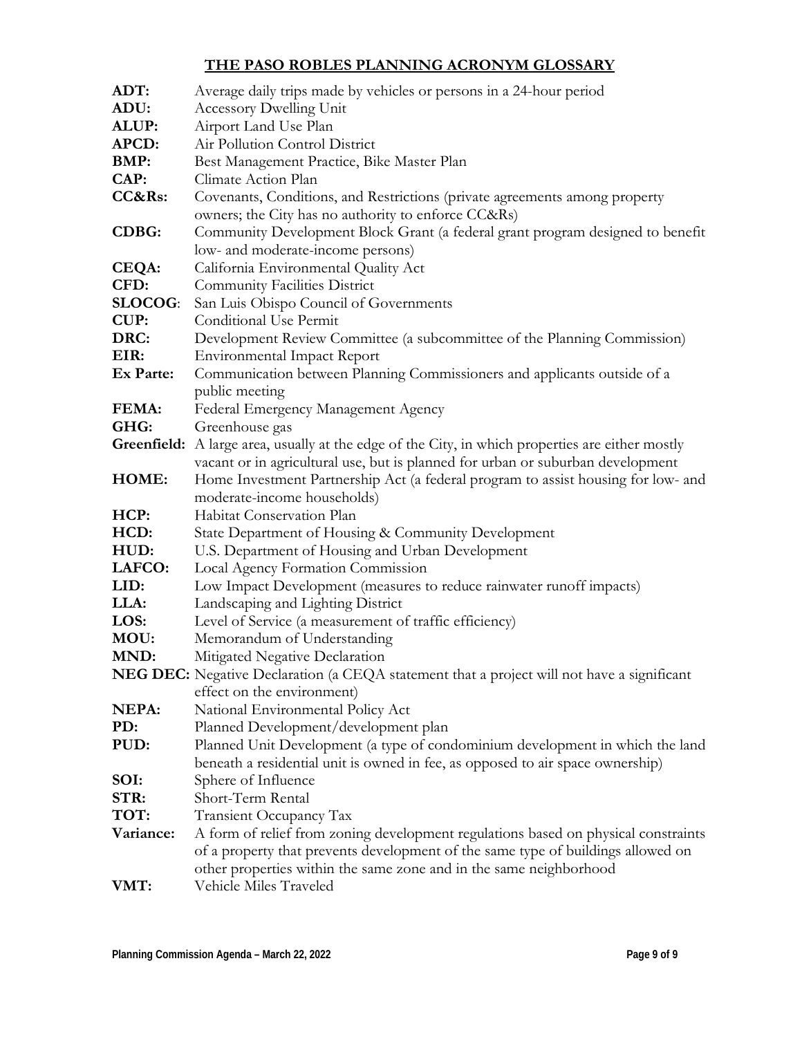# THE PASO ROBLES PLANNING ACRONYM GLOSSARY

**ADT:** Average daily trips made by vehicles or persons in a 24-hour period

**ADU:** Accessory Dwelling Unit

**ALUP:** Airport Land Use Plan

**APCD:** Air Pollution Control District

**BMP:** Best Management Practice, Bike Master Plan

**CAP:** Climate Action Plan

**CC&Rs:** Covenants, Conditions, and Restrictions (private agreements among property owners; the City has no authority to enforce CC&Rs)

**CDBG:** Community Development Block Grant (a federal grant program designed to benefit low- and moderate-income persons)

**CEQA:** California Environmental Quality Act

**CFD:** Community Facilities District

**SLOCOG**: San Luis Obispo Council of Governments

**CUP:** Conditional Use Permit

**DRC:** Development Review Committee (a subcommittee of the Planning Commission)

**EIR:** Environmental Impact Report

**Ex Parte:** Communication between Planning Commissioners and applicants outside of a public meeting

**FEMA:** Federal Emergency Management Agency

**GHG:** Greenhouse gas

**Greenfield:** A large area, usually at the edge of the City, in which properties are either mostly vacant or in agricultural use, but is planned for urban or suburban development

**HOME:** Home Investment Partnership Act (a federal program to assist housing for low- and moderate-income households)

**HCP:** Habitat Conservation Plan

**HCD:** State Department of Housing & Community Development

**HUD:** U.S. Department of Housing and Urban Development

**LAFCO:** Local Agency Formation Commission

**LID:** Low Impact Development (measures to reduce rainwater runoff impacts)

**LLA:** Landscaping and Lighting District

**LOS:** Level of Service (a measurement of traffic efficiency)

**MOU:** Memorandum of Understanding

**MND:** Mitigated Negative Declaration

**NEG DEC:** Negative Declaration (a CEQA statement that a project will not have a significant effect on the environment)

**NEPA:** National Environmental Policy Act

**PD:** Planned Development/development plan

**PUD:** Planned Unit Development (a type of condominium development in which the land beneath a residential unit is owned in fee, as opposed to air space ownership)

**SOI:** Sphere of Influence

**STR:** Short-Term Rental

**TOT:** Transient Occupancy Tax

**Variance:** A form of relief from zoning development regulations based on physical constraints of a property that prevents development of the same type of buildings allowed on other properties within the same zone and in the same neighborhood

**VMT:** Vehicle Miles Traveled